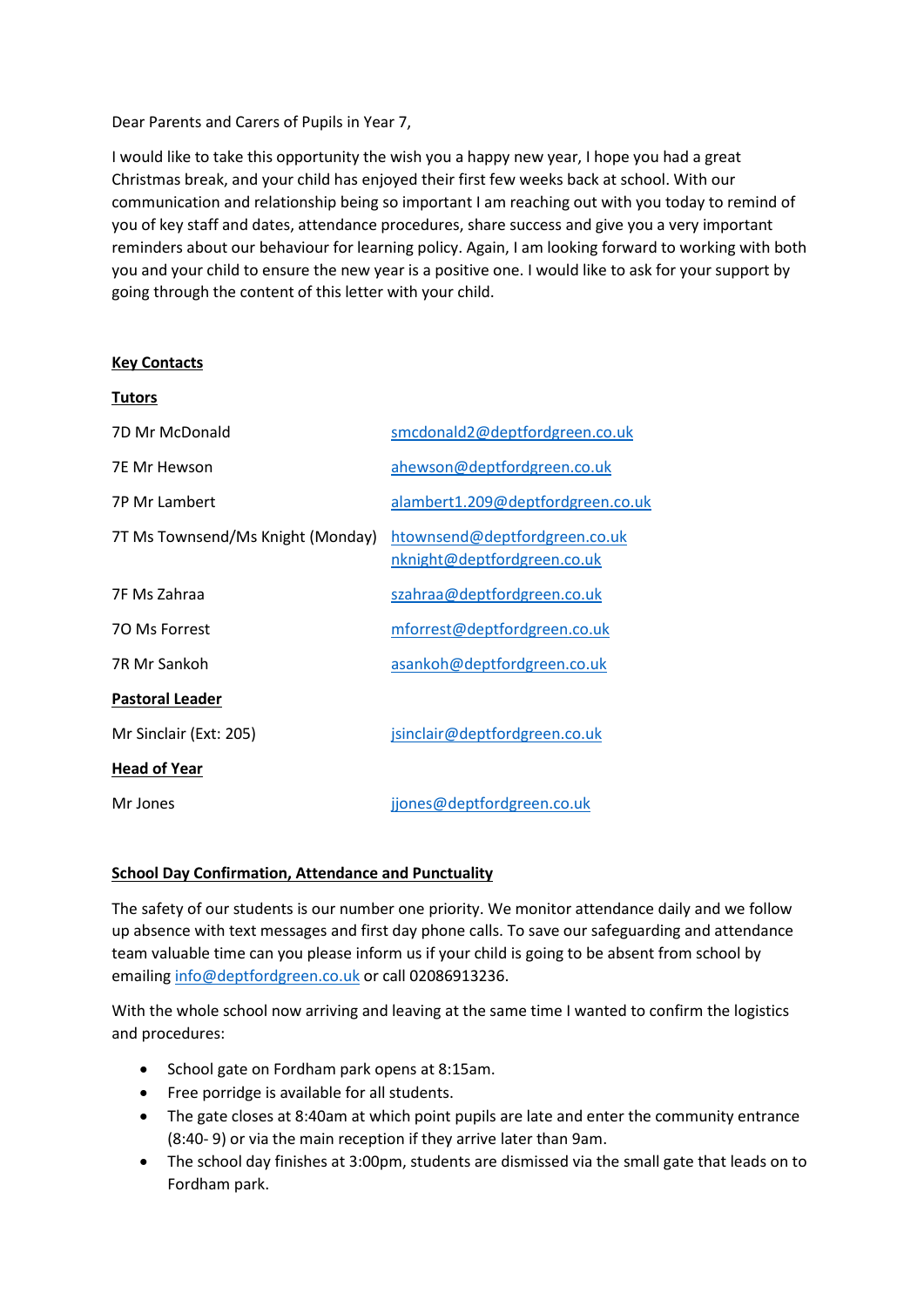Dear Parents and Carers of Pupils in Year 7,

I would like to take this opportunity the wish you a happy new year, I hope you had a great Christmas break, and your child has enjoyed their first few weeks back at school. With our communication and relationship being so important I am reaching out with you today to remind of you of key staff and dates, attendance procedures, share success and give you a very important reminders about our behaviour for learning policy. Again, I am looking forward to working with both you and your child to ensure the new year is a positive one. I would like to ask for your support by going through the content of this letter with your child.

**Key Contacts**

**Tutors**

| | |
|---|---|
| 7D Mr McDonald | smcdonald2@deptfordgreen.co.uk |
| 7E Mr Hewson | ahewson@deptfordgreen.co.uk |
| 7P Mr Lambert | alambert1.209@deptfordgreen.co.uk |
| 7T Ms Townsend/Ms Knight (Monday) | htownsend@deptfordgreen.co.uk<br>nknight@deptfordgreen.co.uk |
| 7F Ms Zahraa | szahraa@deptfordgreen.co.uk |
| 7O Ms Forrest | mforrest@deptfordgreen.co.uk |
| 7R Mr Sankoh | asankoh@deptfordgreen.co.uk |

**Pastoral Leader**

| | |
|---|---|
| Mr Sinclair (Ext: 205) | jsinclair@deptfordgreen.co.uk |

**Head of Year**

| | |
|---|---|
| Mr Jones | jjones@deptfordgreen.co.uk |

**School Day Confirmation, Attendance and Punctuality**

The safety of our students is our number one priority. We monitor attendance daily and we follow up absence with text messages and first day phone calls. To save our safeguarding and attendance team valuable time can you please inform us if your child is going to be absent from school by emailing info@deptfordgreen.co.uk or call 02086913236.

With the whole school now arriving and leaving at the same time I wanted to confirm the logistics and procedures:

- School gate on Fordham park opens at 8:15am.
- Free porridge is available for all students.
- The gate closes at 8:40am at which point pupils are late and enter the community entrance (8:40- 9) or via the main reception if they arrive later than 9am.
- The school day finishes at 3:00pm, students are dismissed via the small gate that leads on to Fordham park.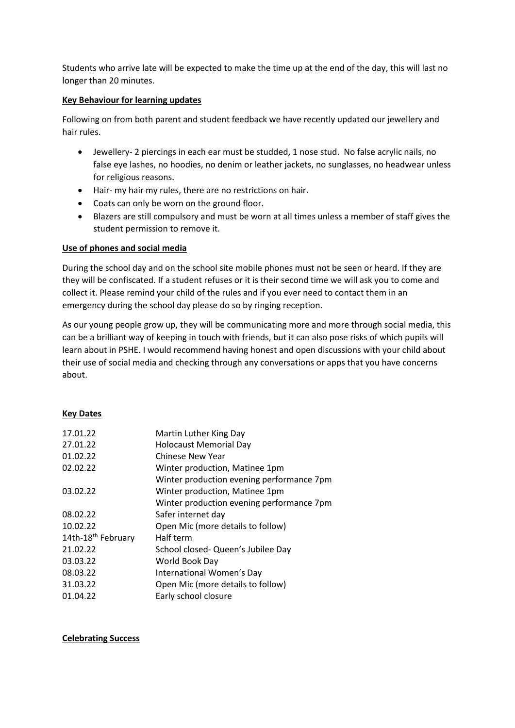Students who arrive late will be expected to make the time up at the end of the day, this will last no longer than 20 minutes.

**Key Behaviour for learning updates**

Following on from both parent and student feedback we have recently updated our jewellery and hair rules.

- Jewellery- 2 piercings in each ear must be studded, 1 nose stud. No false acrylic nails, no false eye lashes, no hoodies, no denim or leather jackets, no sunglasses, no headwear unless for religious reasons.
- Hair- my hair my rules, there are no restrictions on hair.
- Coats can only be worn on the ground floor.
- Blazers are still compulsory and must be worn at all times unless a member of staff gives the student permission to remove it.

**Use of phones and social media**

During the school day and on the school site mobile phones must not be seen or heard. If they are they will be confiscated. If a student refuses or it is their second time we will ask you to come and collect it. Please remind your child of the rules and if you ever need to contact them in an emergency during the school day please do so by ringing reception.

As our young people grow up, they will be communicating more and more through social media, this can be a brilliant way of keeping in touch with friends, but it can also pose risks of which pupils will learn about in PSHE. I would recommend having honest and open discussions with your child about their use of social media and checking through any conversations or apps that you have concerns about.

**Key Dates**

| | |
|---|---|
| 17.01.22 | Martin Luther King Day |
| 27.01.22 | Holocaust Memorial Day |
| 01.02.22 | Chinese New Year |
| 02.02.22 | Winter production, Matinee 1pm<br>Winter production evening performance 7pm |
| 03.02.22 | Winter production, Matinee 1pm<br>Winter production evening performance 7pm |
| 08.02.22 | Safer internet day |
| 10.02.22 | Open Mic (more details to follow) |
| 14th-18th February | Half term |
| 21.02.22 | School closed- Queen's Jubilee Day |
| 03.03.22 | World Book Day |
| 08.03.22 | International Women's Day |
| 31.03.22 | Open Mic (more details to follow) |
| 01.04.22 | Early school closure |

**Celebrating Success**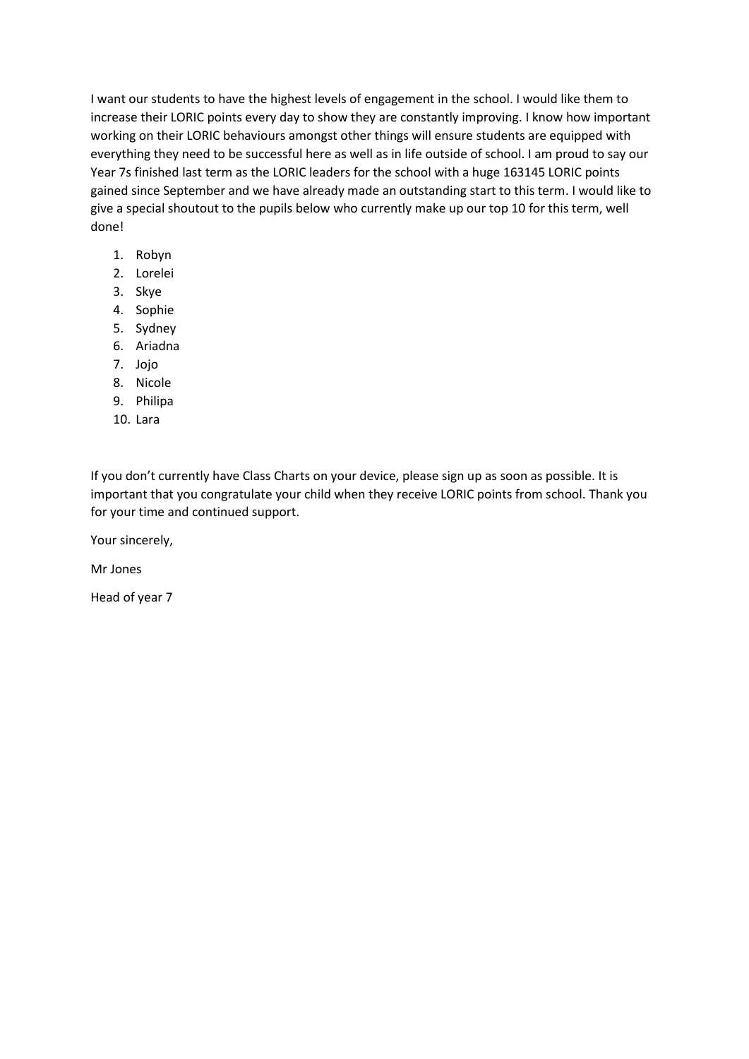I want our students to have the highest levels of engagement in the school. I would like them to increase their LORIC points every day to show they are constantly improving. I know how important working on their LORIC behaviours amongst other things will ensure students are equipped with everything they need to be successful here as well as in life outside of school. I am proud to say our Year 7s finished last term as the LORIC leaders for the school with a huge 163145 LORIC points gained since September and we have already made an outstanding start to this term. I would like to give a special shoutout to the pupils below who currently make up our top 10 for this term, well done!

1. Robyn
2. Lorelei
3. Skye
4. Sophie
5. Sydney
6. Ariadna
7. Jojo
8. Nicole
9. Philipa
10. Lara

If you don't currently have Class Charts on your device, please sign up as soon as possible. It is important that you congratulate your child when they receive LORIC points from school. Thank you for your time and continued support.

Your sincerely,

Mr Jones

Head of year 7